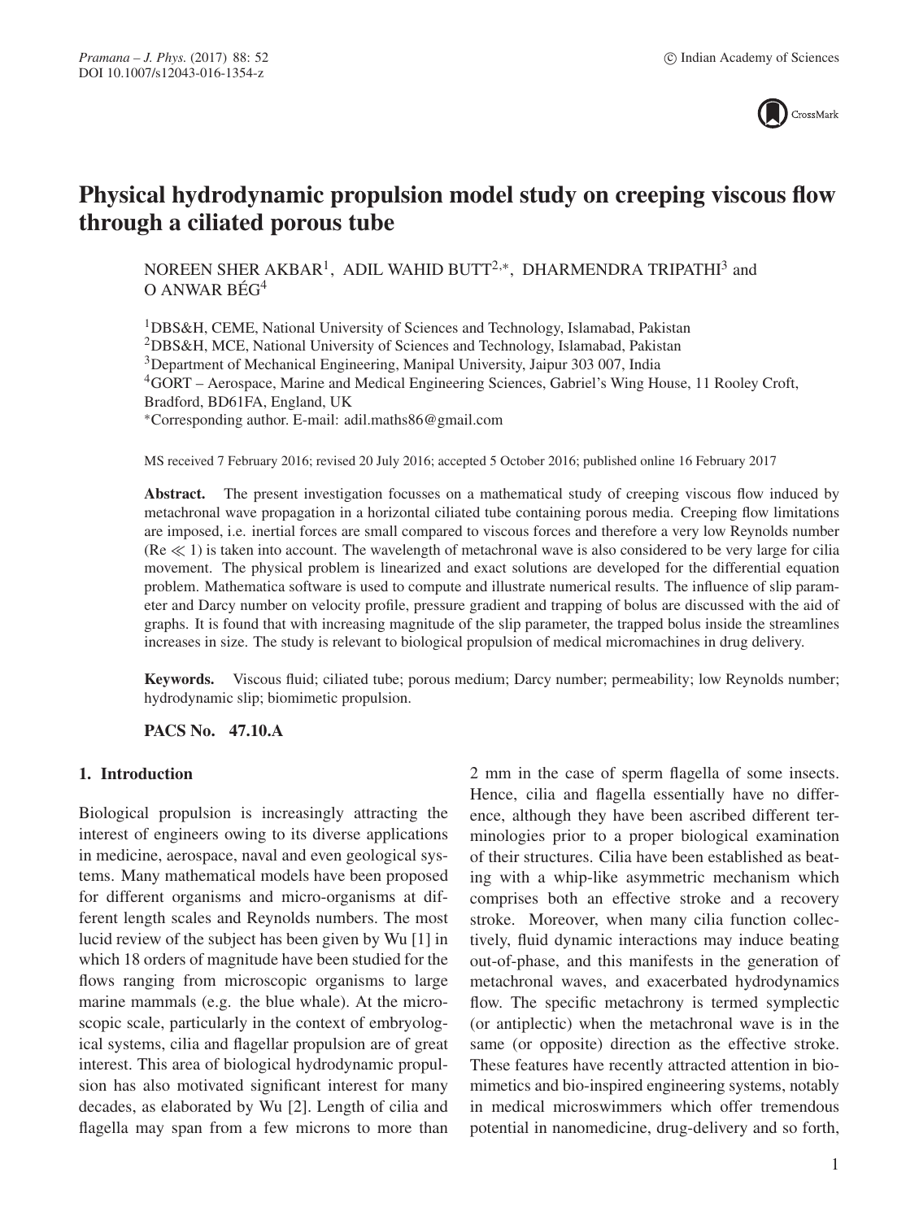# Physical hydrodynamic propulsion model study on creeping viscous flow through a ciliated porous tube

NOREEN SHER AKBAR[1], ADIL WAHID BUTT[2,*], DHARMENDRA TRIPATHI[3] and O ANWAR BÉG[4]

[1]DBS&H, CEME, National University of Sciences and Technology, Islamabad, Pakistan
[2]DBS&H, MCE, National University of Sciences and Technology, Islamabad, Pakistan
[3]Department of Mechanical Engineering, Manipal University, Jaipur 303 007, India
[4]GORT – Aerospace, Marine and Medical Engineering Sciences, Gabriel's Wing House, 11 Rooley Croft, Bradford, BD61FA, England, UK
*Corresponding author. E-mail: adil.maths86@gmail.com

MS received 7 February 2016; revised 20 July 2016; accepted 5 October 2016; published online 16 February 2017

**Abstract.** The present investigation focusses on a mathematical study of creeping viscous flow induced by metachronal wave propagation in a horizontal ciliated tube containing porous media. Creeping flow limitations are imposed, i.e. inertial forces are small compared to viscous forces and therefore a very low Reynolds number ($\mathrm{Re} \ll 1$) is taken into account. The wavelength of metachronal wave is also considered to be very large for cilia movement. The physical problem is linearized and exact solutions are developed for the differential equation problem. Mathematica software is used to compute and illustrate numerical results. The influence of slip parameter and Darcy number on velocity profile, pressure gradient and trapping of bolus are discussed with the aid of graphs. It is found that with increasing magnitude of the slip parameter, the trapped bolus inside the streamlines increases in size. The study is relevant to biological propulsion of medical micromachines in drug delivery.

**Keywords.** Viscous fluid; ciliated tube; porous medium; Darcy number; permeability; low Reynolds number; hydrodynamic slip; biomimetic propulsion.

**PACS No. 47.10.A**

## 1. Introduction

Biological propulsion is increasingly attracting the interest of engineers owing to its diverse applications in medicine, aerospace, naval and even geological systems. Many mathematical models have been proposed for different organisms and micro-organisms at different length scales and Reynolds numbers. The most lucid review of the subject has been given by Wu [1] in which 18 orders of magnitude have been studied for the flows ranging from microscopic organisms to large marine mammals (e.g. the blue whale). At the microscopic scale, particularly in the context of embryological systems, cilia and flagellar propulsion are of great interest. This area of biological hydrodynamic propulsion has also motivated significant interest for many decades, as elaborated by Wu [2]. Length of cilia and flagella may span from a few microns to more than 2 mm in the case of sperm flagella of some insects. Hence, cilia and flagella essentially have no difference, although they have been ascribed different terminologies prior to a proper biological examination of their structures. Cilia have been established as beating with a whip-like asymmetric mechanism which comprises both an effective stroke and a recovery stroke. Moreover, when many cilia function collectively, fluid dynamic interactions may induce beating out-of-phase, and this manifests in the generation of metachronal waves, and exacerbated hydrodynamics flow. The specific metachrony is termed symplectic (or antiplectic) when the metachronal wave is in the same (or opposite) direction as the effective stroke. These features have recently attracted attention in biomimetics and bio-inspired engineering systems, notably in medical microswimmers which offer tremendous potential in nanomedicine, drug-delivery and so forth,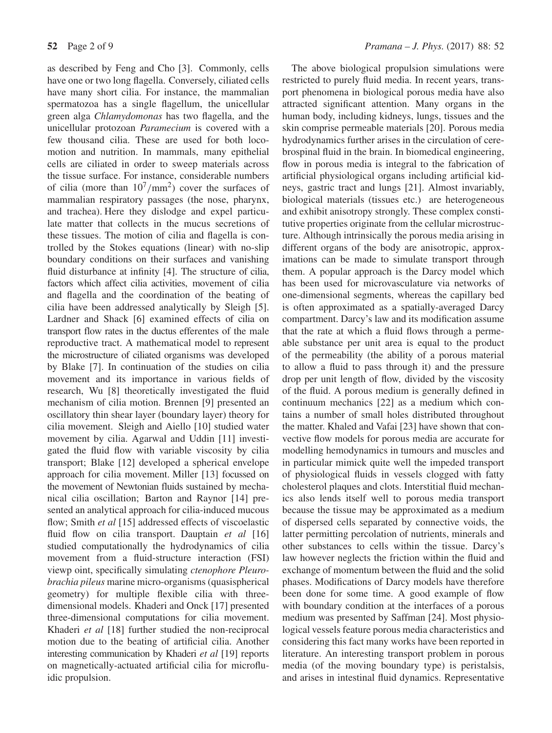as described by Feng and Cho [3]. Commonly, cells have one or two long flagella. Conversely, ciliated cells have many short cilia. For instance, the mammalian spermatozoa has a single flagellum, the unicellular green alga *Chlamydomonas* has two flagella, and the unicellular protozoan *Paramecium* is covered with a few thousand cilia. These are used for both locomotion and nutrition. In mammals, many epithelial cells are ciliated in order to sweep materials across the tissue surface. For instance, considerable numbers of cilia (more than $10^7/\mathrm{mm}^2$) cover the surfaces of mammalian respiratory passages (the nose, pharynx, and trachea). Here they dislodge and expel particulate matter that collects in the mucus secretions of these tissues. The motion of cilia and flagella is controlled by the Stokes equations (linear) with no-slip boundary conditions on their surfaces and vanishing fluid disturbance at infinity [4]. The structure of cilia, factors which affect cilia activities, movement of cilia and flagella and the coordination of the beating of cilia have been addressed analytically by Sleigh [5]. Lardner and Shack [6] examined effects of cilia on transport flow rates in the ductus efferentes of the male reproductive tract. A mathematical model to represent the microstructure of ciliated organisms was developed by Blake [7]. In continuation of the studies on cilia movement and its importance in various fields of research, Wu [8] theoretically investigated the fluid mechanism of cilia motion. Brennen [9] presented an oscillatory thin shear layer (boundary layer) theory for cilia movement. Sleigh and Aiello [10] studied water movement by cilia. Agarwal and Uddin [11] investigated the fluid flow with variable viscosity by cilia transport; Blake [12] developed a spherical envelope approach for cilia movement. Miller [13] focussed on the movement of Newtonian fluids sustained by mechanical cilia oscillation; Barton and Raynor [14] presented an analytical approach for cilia-induced mucous flow; Smith *et al* [15] addressed effects of viscoelastic fluid flow on cilia transport. Dauptain *et al* [16] studied computationally the hydrodynamics of cilia movement from a fluid-structure interaction (FSI) viewp oint, specifically simulating *ctenophore Pleurobrachia pileus* marine micro-organisms (quasispherical geometry) for multiple flexible cilia with three-dimensional models. Khaderi and Onck [17] presented three-dimensional computations for cilia movement. Khaderi *et al* [18] further studied the non-reciprocal motion due to the beating of artificial cilia. Another interesting communication by Khaderi *et al* [19] reports on magnetically-actuated artificial cilia for microfluidic propulsion.

The above biological propulsion simulations were restricted to purely fluid media. In recent years, transport phenomena in biological porous media have also attracted significant attention. Many organs in the human body, including kidneys, lungs, tissues and the skin comprise permeable materials [20]. Porous media hydrodynamics further arises in the circulation of cerebrospinal fluid in the brain. In biomedical engineering, flow in porous media is integral to the fabrication of artificial physiological organs including artificial kidneys, gastric tract and lungs [21]. Almost invariably, biological materials (tissues etc.) are heterogeneous and exhibit anisotropy strongly. These complex constitutive properties originate from the cellular microstructure. Although intrinsically the porous media arising in different organs of the body are anisotropic, approximations can be made to simulate transport through them. A popular approach is the Darcy model which has been used for microvasculature via networks of one-dimensional segments, whereas the capillary bed is often approximated as a spatially-averaged Darcy compartment. Darcy's law and its modification assume that the rate at which a fluid flows through a permeable substance per unit area is equal to the product of the permeability (the ability of a porous material to allow a fluid to pass through it) and the pressure drop per unit length of flow, divided by the viscosity of the fluid. A porous medium is generally defined in continuum mechanics [22] as a medium which contains a number of small holes distributed throughout the matter. Khaled and Vafai [23] have shown that convective flow models for porous media are accurate for modelling hemodynamics in tumours and muscles and in particular mimick quite well the impeded transport of physiological fluids in vessels clogged with fatty cholesterol plaques and clots. Interstitial fluid mechanics also lends itself well to porous media transport because the tissue may be approximated as a medium of dispersed cells separated by connective voids, the latter permitting percolation of nutrients, minerals and other substances to cells within the tissue. Darcy's law however neglects the friction within the fluid and exchange of momentum between the fluid and the solid phases. Modifications of Darcy models have therefore been done for some time. A good example of flow with boundary condition at the interfaces of a porous medium was presented by Saffman [24]. Most physiological vessels feature porous media characteristics and considering this fact many works have been reported in literature. An interesting transport problem in porous media (of the moving boundary type) is peristalsis, and arises in intestinal fluid dynamics. Representative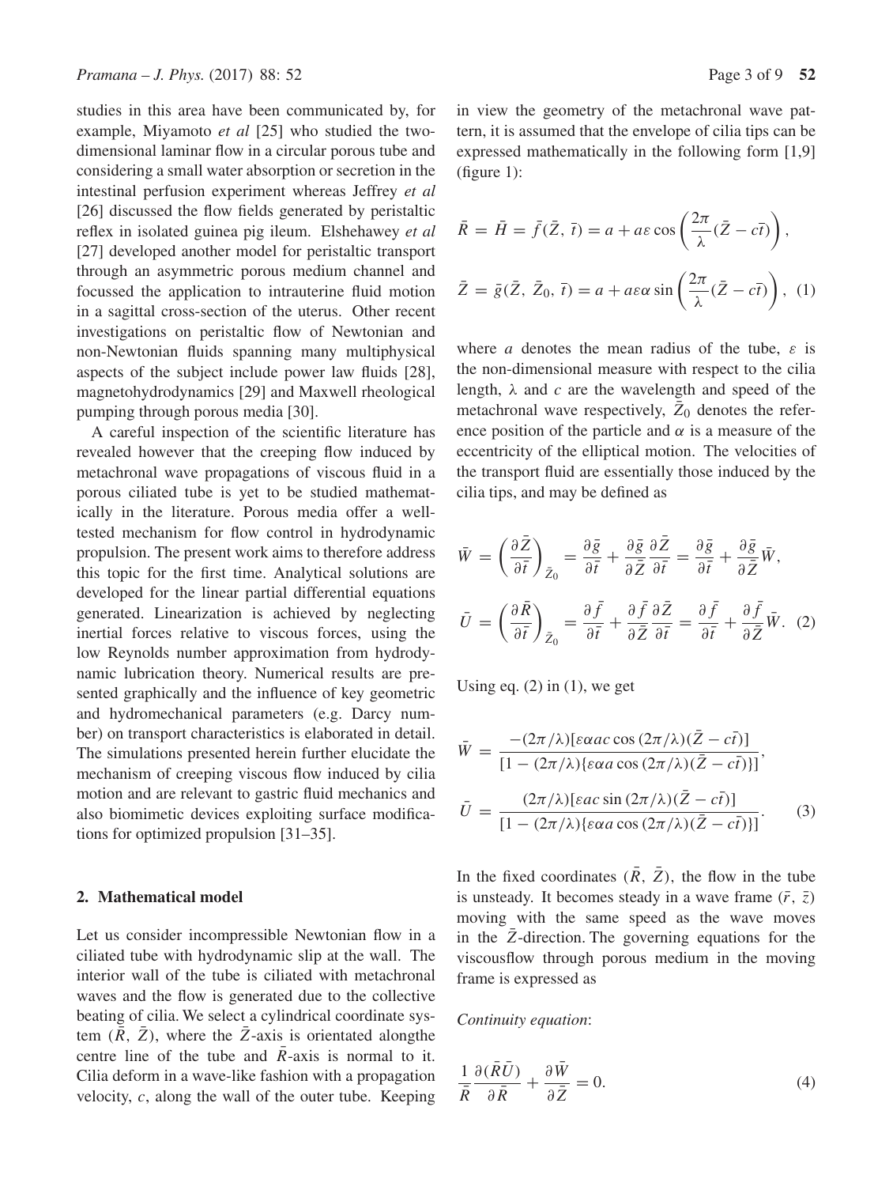studies in this area have been communicated by, for example, Miyamoto *et al* [25] who studied the two-dimensional laminar flow in a circular porous tube and considering a small water absorption or secretion in the intestinal perfusion experiment whereas Jeffrey *et al* [26] discussed the flow fields generated by peristaltic reflex in isolated guinea pig ileum. Elshehawey *et al* [27] developed another model for peristaltic transport through an asymmetric porous medium channel and focussed the application to intrauterine fluid motion in a sagittal cross-section of the uterus. Other recent investigations on peristaltic flow of Newtonian and non-Newtonian fluids spanning many multiphysical aspects of the subject include power law fluids [28], magnetohydrodynamics [29] and Maxwell rheological pumping through porous media [30].

A careful inspection of the scientific literature has revealed however that the creeping flow induced by metachronal wave propagations of viscous fluid in a porous ciliated tube is yet to be studied mathematically in the literature. Porous media offer a well-tested mechanism for flow control in hydrodynamic propulsion. The present work aims to therefore address this topic for the first time. Analytical solutions are developed for the linear partial differential equations generated. Linearization is achieved by neglecting inertial forces relative to viscous forces, using the low Reynolds number approximation from hydrodynamic lubrication theory. Numerical results are presented graphically and the influence of key geometric and hydromechanical parameters (e.g. Darcy number) on transport characteristics is elaborated in detail. The simulations presented herein further elucidate the mechanism of creeping viscous flow induced by cilia motion and are relevant to gastric fluid mechanics and also biomimetic devices exploiting surface modifications for optimized propulsion [31–35].

## 2. Mathematical model

Let us consider incompressible Newtonian flow in a ciliated tube with hydrodynamic slip at the wall. The interior wall of the tube is ciliated with metachronal waves and the flow is generated due to the collective beating of cilia. We select a cylindrical coordinate system $(\bar{R}, \bar{Z})$, where the $\bar{Z}$-axis is orientated alongthe centre line of the tube and $\bar{R}$-axis is normal to it. Cilia deform in a wave-like fashion with a propagation velocity, $c$, along the wall of the outer tube. Keeping in view the geometry of the metachronal wave pattern, it is assumed that the envelope of cilia tips can be expressed mathematically in the following form [1,9] (figure 1):

$$\bar{R} = \bar{H} = \bar{f}(\bar{Z}, \bar{t}) = a + a\varepsilon \cos\left(\frac{2\pi}{\lambda}(\bar{Z} - c\bar{t})\right),$$

$$\bar{Z} = \bar{g}(\bar{Z}, \bar{Z}_0, \bar{t}) = a + a\varepsilon\alpha \sin\left(\frac{2\pi}{\lambda}(\bar{Z} - c\bar{t})\right), \quad (1)$$

where $a$ denotes the mean radius of the tube, $\varepsilon$ is the non-dimensional measure with respect to the cilia length, $\lambda$ and $c$ are the wavelength and speed of the metachronal wave respectively, $\bar{Z}_0$ denotes the reference position of the particle and $\alpha$ is a measure of the eccentricity of the elliptical motion. The velocities of the transport fluid are essentially those induced by the cilia tips, and may be defined as

$$\bar{W} = \left(\frac{\partial \bar{Z}}{\partial \bar{t}}\right)_{\bar{Z}_0} = \frac{\partial \bar{g}}{\partial \bar{t}} + \frac{\partial \bar{g}}{\partial \bar{Z}}\frac{\partial \bar{Z}}{\partial \bar{t}} = \frac{\partial \bar{g}}{\partial \bar{t}} + \frac{\partial \bar{g}}{\partial \bar{Z}}\bar{W},$$

$$\bar{U} = \left(\frac{\partial \bar{R}}{\partial \bar{t}}\right)_{\bar{Z}_0} = \frac{\partial \bar{f}}{\partial \bar{t}} + \frac{\partial \bar{f}}{\partial \bar{Z}}\frac{\partial \bar{Z}}{\partial \bar{t}} = \frac{\partial \bar{f}}{\partial \bar{t}} + \frac{\partial \bar{f}}{\partial \bar{Z}}\bar{W}. \quad (2)$$

Using eq. (2) in (1), we get

$$\bar{W} = \frac{-(2\pi/\lambda)[\varepsilon\alpha ac \cos(2\pi/\lambda)(\bar{Z} - c\bar{t})]}{[1 - (2\pi/\lambda)\{\varepsilon\alpha a \cos(2\pi/\lambda)(\bar{Z} - c\bar{t})\}]},$$

$$\bar{U} = \frac{(2\pi/\lambda)[\varepsilon ac \sin(2\pi/\lambda)(\bar{Z} - c\bar{t})]}{[1 - (2\pi/\lambda)\{\varepsilon\alpha a \cos(2\pi/\lambda)(\bar{Z} - c\bar{t})\}]}. \quad (3)$$

In the fixed coordinates $(\bar{R}, \bar{Z})$, the flow in the tube is unsteady. It becomes steady in a wave frame $(\bar{r}, \bar{z})$ moving with the same speed as the wave moves in the $\bar{Z}$-direction. The governing equations for the viscousflow through porous medium in the moving frame is expressed as

*Continuity equation*:

$$\frac{1}{\bar{R}}\frac{\partial(\bar{R}\bar{U})}{\partial \bar{R}} + \frac{\partial \bar{W}}{\partial \bar{Z}} = 0. \quad (4)$$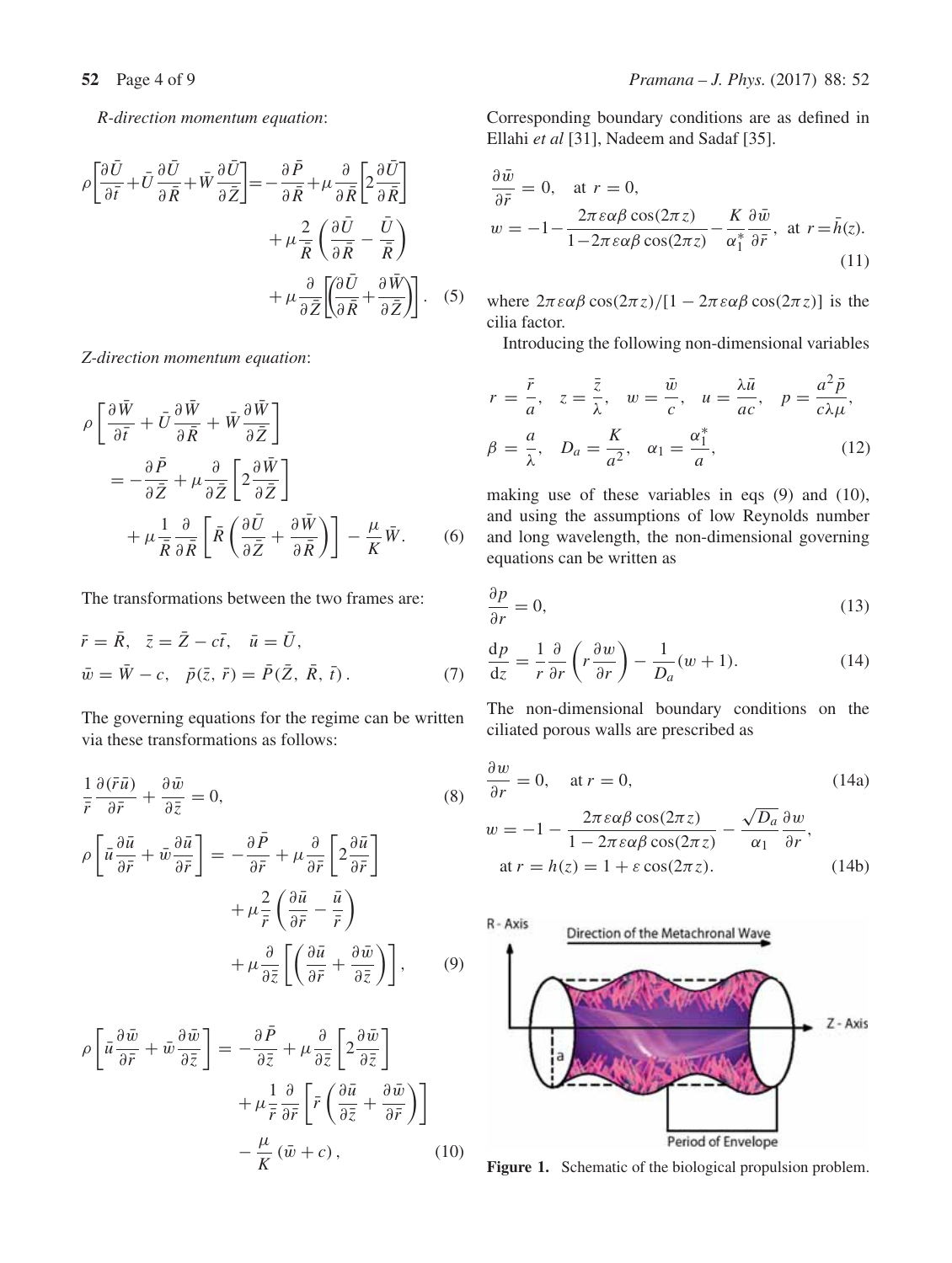*R-direction momentum equation*:

$$\rho\left[\frac{\partial \bar{U}}{\partial \bar{t}}+\bar{U}\frac{\partial \bar{U}}{\partial \bar{R}}+\bar{W}\frac{\partial \bar{U}}{\partial \bar{Z}}\right]=-\frac{\partial \bar{P}}{\partial \bar{R}}+\mu\frac{\partial}{\partial \bar{R}}\left[2\frac{\partial \bar{U}}{\partial \bar{R}}\right]+\mu\frac{2}{\bar{R}}\left(\frac{\partial \bar{U}}{\partial \bar{R}}-\frac{\bar{U}}{\bar{R}}\right)+\mu\frac{\partial}{\partial \bar{Z}}\left[\left(\frac{\partial \bar{U}}{\partial \bar{R}}+\frac{\partial \bar{W}}{\partial \bar{Z}}\right)\right]. \quad (5)$$

*Z-direction momentum equation*:

$$\rho\left[\frac{\partial \bar{W}}{\partial \bar{t}}+\bar{U}\frac{\partial \bar{W}}{\partial \bar{R}}+\bar{W}\frac{\partial \bar{W}}{\partial \bar{Z}}\right]=-\frac{\partial \bar{P}}{\partial \bar{Z}}+\mu\frac{\partial}{\partial \bar{Z}}\left[2\frac{\partial \bar{W}}{\partial \bar{Z}}\right]+\mu\frac{1}{\bar{R}}\frac{\partial}{\partial \bar{R}}\left[\bar{R}\left(\frac{\partial \bar{U}}{\partial \bar{Z}}+\frac{\partial \bar{W}}{\partial \bar{R}}\right)\right]-\frac{\mu}{K}\bar{W}. \quad (6)$$

The transformations between the two frames are:

$$\bar{r}=\bar{R},\quad \bar{z}=\bar{Z}-c\bar{t},\quad \bar{u}=\bar{U},\quad \bar{w}=\bar{W}-c,\quad \bar{p}(\bar{z},\bar{r})=\bar{P}(\bar{Z},\bar{R},\bar{t}). \quad (7)$$

The governing equations for the regime can be written via these transformations as follows:

$$\frac{1}{\bar{r}}\frac{\partial(\bar{r}\bar{u})}{\partial \bar{r}}+\frac{\partial \bar{w}}{\partial \bar{z}}=0, \quad (8)$$

$$\rho\left[\bar{u}\frac{\partial \bar{u}}{\partial \bar{r}}+\bar{w}\frac{\partial \bar{u}}{\partial \bar{r}}\right]=-\frac{\partial \bar{P}}{\partial \bar{r}}+\mu\frac{\partial}{\partial \bar{r}}\left[2\frac{\partial \bar{u}}{\partial \bar{r}}\right]+\mu\frac{2}{\bar{r}}\left(\frac{\partial \bar{u}}{\partial \bar{r}}-\frac{\bar{u}}{\bar{r}}\right)+\mu\frac{\partial}{\partial \bar{z}}\left[\left(\frac{\partial \bar{u}}{\partial \bar{r}}+\frac{\partial \bar{w}}{\partial \bar{z}}\right)\right], \quad (9)$$

$$\rho\left[\bar{u}\frac{\partial \bar{w}}{\partial \bar{r}}+\bar{w}\frac{\partial \bar{w}}{\partial \bar{z}}\right]=-\frac{\partial \bar{P}}{\partial \bar{z}}+\mu\frac{\partial}{\partial \bar{z}}\left[2\frac{\partial \bar{w}}{\partial \bar{z}}\right]+\mu\frac{1}{\bar{r}}\frac{\partial}{\partial \bar{r}}\left[\bar{r}\left(\frac{\partial \bar{u}}{\partial \bar{z}}+\frac{\partial \bar{w}}{\partial \bar{r}}\right)\right]-\frac{\mu}{K}(\bar{w}+c), \quad (10)$$

Corresponding boundary conditions are as defined in Ellahi *et al* [31], Nadeem and Sadaf [35].

$$\frac{\partial \bar{w}}{\partial \bar{r}}=0,\quad \text{at } r=0,$$
$$w=-1-\frac{2\pi\varepsilon\alpha\beta\cos(2\pi z)}{1-2\pi\varepsilon\alpha\beta\cos(2\pi z)}-\frac{K}{\alpha_1^*}\frac{\partial \bar{w}}{\partial \bar{r}},\quad \text{at } r=\bar{h}(z). \quad (11)$$

where $2\pi\varepsilon\alpha\beta\cos(2\pi z)/[1-2\pi\varepsilon\alpha\beta\cos(2\pi z)]$ is the cilia factor.

Introducing the following non-dimensional variables

$$r=\frac{\bar{r}}{a},\quad z=\frac{\bar{z}}{\lambda},\quad w=\frac{\bar{w}}{c},\quad u=\frac{\lambda\bar{u}}{ac},\quad p=\frac{a^2\bar{p}}{c\lambda\mu},\quad \beta=\frac{a}{\lambda},\quad D_a=\frac{K}{a^2},\quad \alpha_1=\frac{\alpha_1^*}{a}, \quad (12)$$

making use of these variables in eqs (9) and (10), and using the assumptions of low Reynolds number and long wavelength, the non-dimensional governing equations can be written as

$$\frac{\partial p}{\partial r}=0, \quad (13)$$

$$\frac{\mathrm{d}p}{\mathrm{d}z}=\frac{1}{r}\frac{\partial}{\partial r}\left(r\frac{\partial w}{\partial r}\right)-\frac{1}{D_a}(w+1). \quad (14)$$

The non-dimensional boundary conditions on the ciliated porous walls are prescribed as

$$\frac{\partial w}{\partial r}=0,\quad \text{at } r=0, \quad (14a)$$

$$w=-1-\frac{2\pi\varepsilon\alpha\beta\cos(2\pi z)}{1-2\pi\varepsilon\alpha\beta\cos(2\pi z)}-\frac{\sqrt{D_a}}{\alpha_1}\frac{\partial w}{\partial r},\quad \text{at } r=h(z)=1+\varepsilon\cos(2\pi z). \quad (14b)$$

**Figure 1.** Schematic of the biological propulsion problem.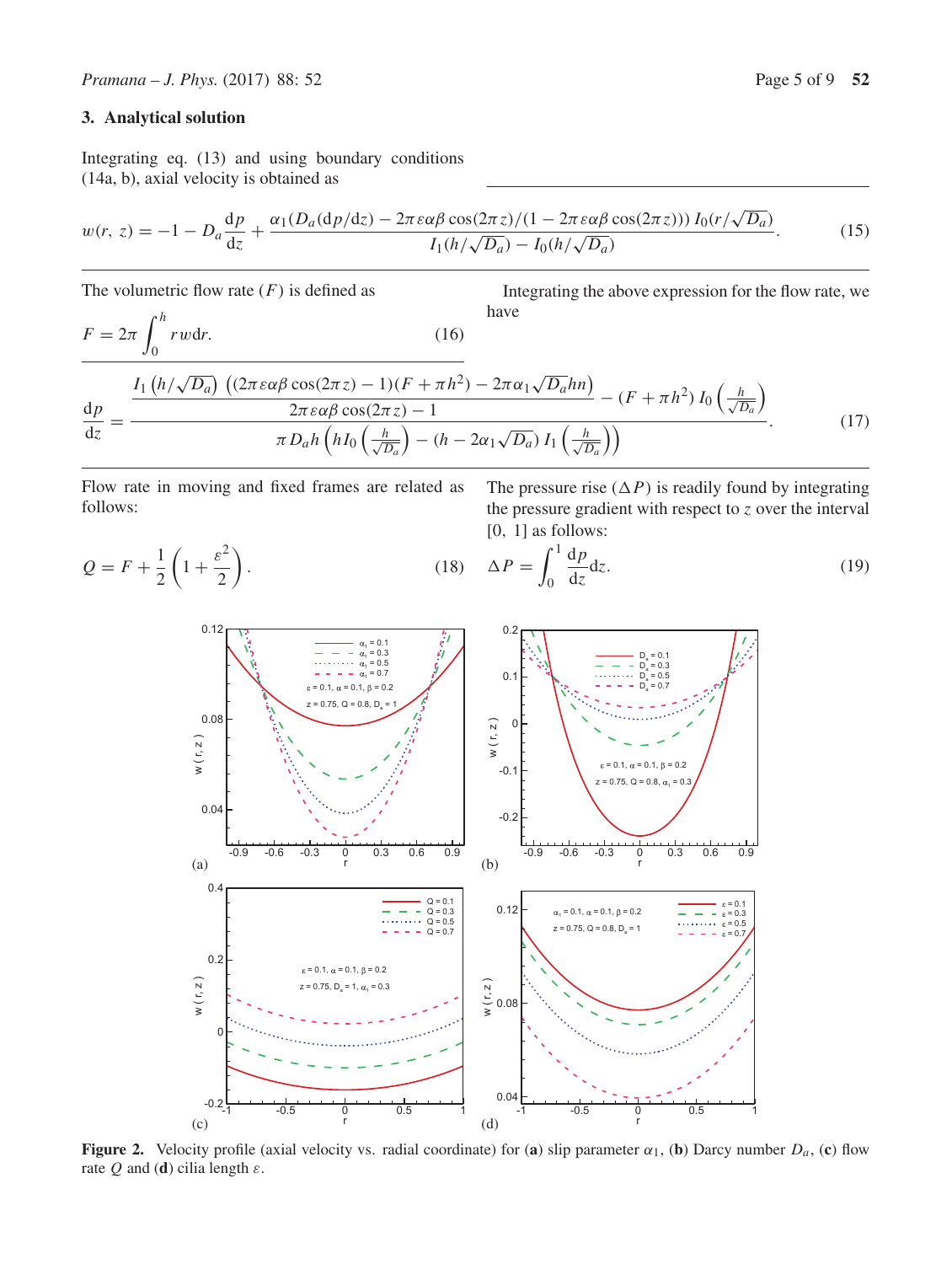## 3. Analytical solution

Integrating eq. (13) and using boundary conditions (14a, b), axial velocity is obtained as

$$w(r,\,z) = -1 - D_a\frac{\mathrm{d}p}{\mathrm{d}z} + \frac{\alpha_1(D_a(\mathrm{d}p/\mathrm{d}z) - 2\pi\varepsilon\alpha\beta\cos(2\pi z)/(1-2\pi\varepsilon\alpha\beta\cos(2\pi z)))\,I_0(r/\sqrt{D_a})}{I_1(h/\sqrt{D_a}) - I_0(h/\sqrt{D_a})}. \tag{15}$$

The volumetric flow rate ($F$) is defined as

$$F = 2\pi\int_0^h rw\mathrm{d}r. \tag{16}$$

Integrating the above expression for the flow rate, we have

$$\frac{\mathrm{d}p}{\mathrm{d}z} = \frac{\dfrac{I_1\left(h/\sqrt{D_a}\right)\,\left((2\pi\varepsilon\alpha\beta\cos(2\pi z)-1)(F+\pi h^2) - 2\pi\alpha_1\sqrt{D_a}hn\right)}{2\pi\varepsilon\alpha\beta\cos(2\pi z)-1} - (F+\pi h^2)\,I_0\left(\frac{h}{\sqrt{D_a}}\right)}{\pi D_a h\left(hI_0\left(\frac{h}{\sqrt{D_a}}\right) - (h-2\alpha_1\sqrt{D_a})\,I_1\left(\frac{h}{\sqrt{D_a}}\right)\right)}. \tag{17}$$

Flow rate in moving and fixed frames are related as follows:

$$Q = F + \frac{1}{2}\left(1+\frac{\varepsilon^2}{2}\right). \tag{18}$$

The pressure rise ($\Delta P$) is readily found by integrating the pressure gradient with respect to $z$ over the interval $[0,\ 1]$ as follows:

$$\Delta P = \int_0^1 \frac{\mathrm{d}p}{\mathrm{d}z}\mathrm{d}z. \tag{19}$$

**Figure 2.** Velocity profile (axial velocity vs. radial coordinate) for (**a**) slip parameter $\alpha_1$, (**b**) Darcy number $D_a$, (**c**) flow rate $Q$ and (**d**) cilia length $\varepsilon$.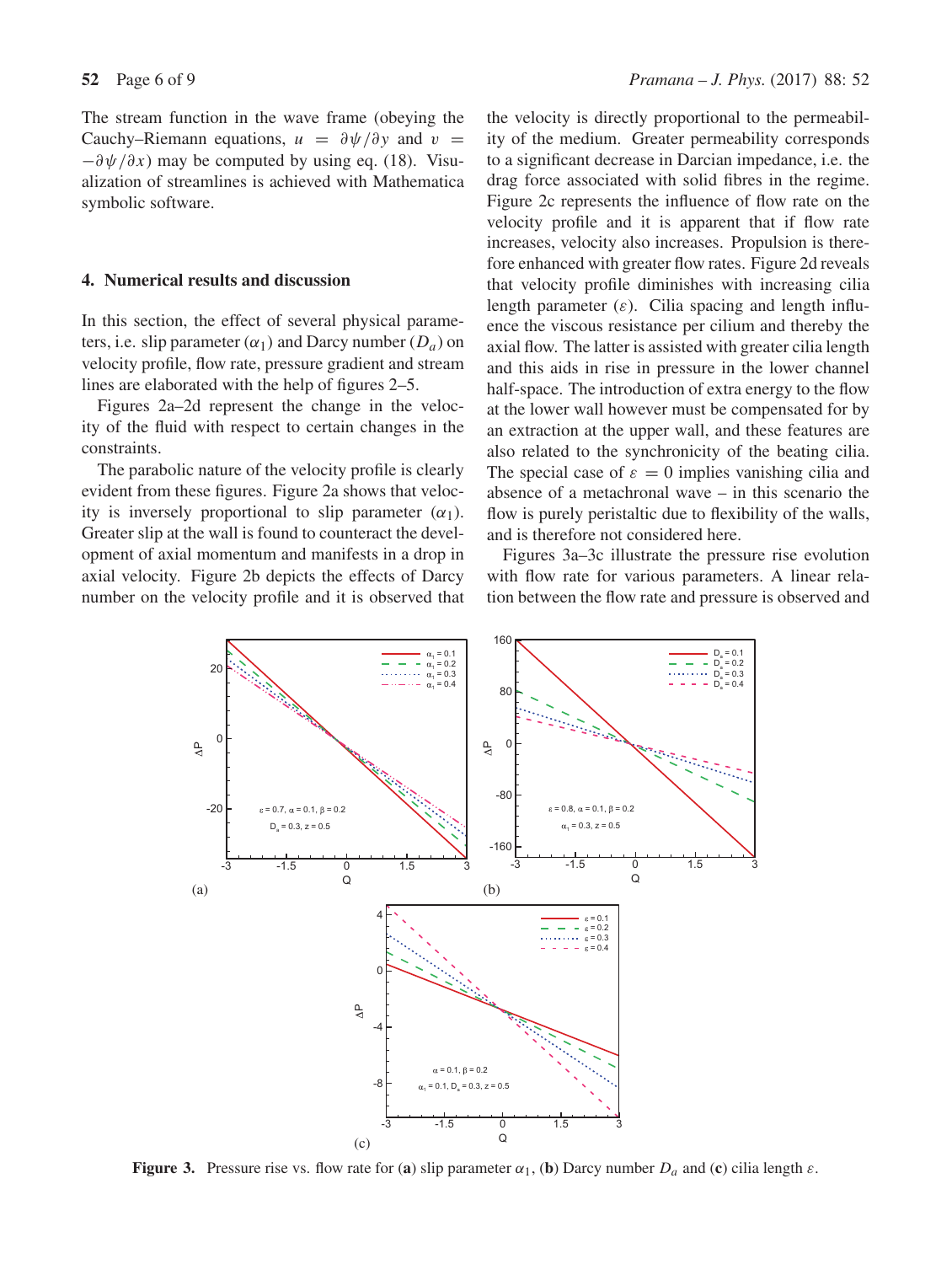The stream function in the wave frame (obeying the Cauchy–Riemann equations, $u = \partial\psi/\partial y$ and $v = -\partial\psi/\partial x$) may be computed by using eq. (18). Visualization of streamlines is achieved with Mathematica symbolic software.

## 4. Numerical results and discussion

In this section, the effect of several physical parameters, i.e. slip parameter ($\alpha_1$) and Darcy number ($D_a$) on velocity profile, flow rate, pressure gradient and stream lines are elaborated with the help of figures 2–5.

Figures 2a–2d represent the change in the velocity of the fluid with respect to certain changes in the constraints.

The parabolic nature of the velocity profile is clearly evident from these figures. Figure 2a shows that velocity is inversely proportional to slip parameter ($\alpha_1$). Greater slip at the wall is found to counteract the development of axial momentum and manifests in a drop in axial velocity. Figure 2b depicts the effects of Darcy number on the velocity profile and it is observed that the velocity is directly proportional to the permeability of the medium. Greater permeability corresponds to a significant decrease in Darcian impedance, i.e. the drag force associated with solid fibres in the regime. Figure 2c represents the influence of flow rate on the velocity profile and it is apparent that if flow rate increases, velocity also increases. Propulsion is therefore enhanced with greater flow rates. Figure 2d reveals that velocity profile diminishes with increasing cilia length parameter ($\varepsilon$). Cilia spacing and length influence the viscous resistance per cilium and thereby the axial flow. The latter is assisted with greater cilia length and this aids in rise in pressure in the lower channel half-space. The introduction of extra energy to the flow at the lower wall however must be compensated for by an extraction at the upper wall, and these features are also related to the synchronicity of the beating cilia. The special case of $\varepsilon = 0$ implies vanishing cilia and absence of a metachronal wave – in this scenario the flow is purely peristaltic due to flexibility of the walls, and is therefore not considered here.

Figures 3a–3c illustrate the pressure rise evolution with flow rate for various parameters. A linear relation between the flow rate and pressure is observed and

**Figure 3.** Pressure rise vs. flow rate for (**a**) slip parameter $\alpha_1$, (**b**) Darcy number $D_a$ and (**c**) cilia length $\varepsilon$.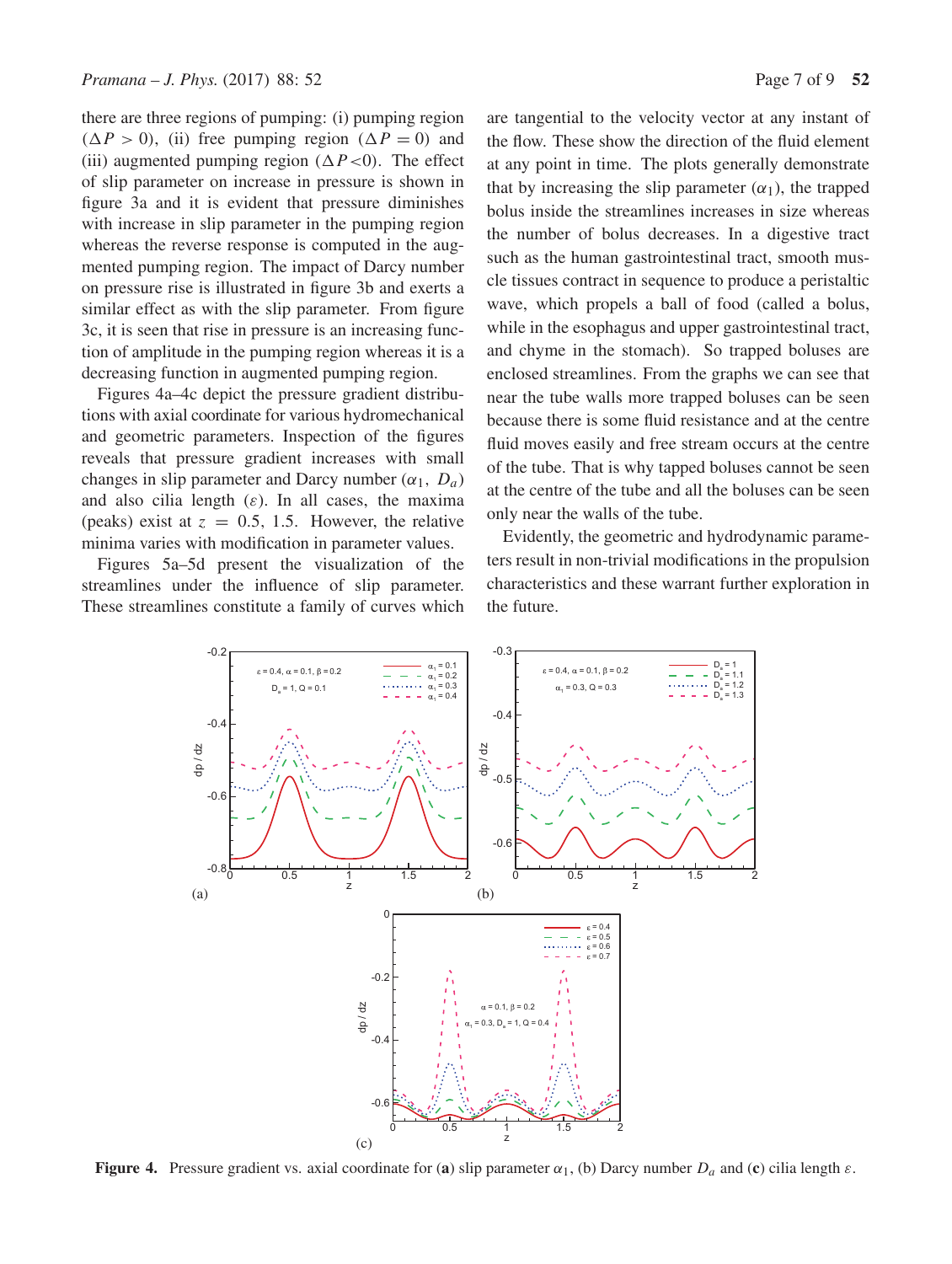there are three regions of pumping: (i) pumping region ($\Delta P > 0$), (ii) free pumping region ($\Delta P = 0$) and (iii) augmented pumping region ($\Delta P < 0$). The effect of slip parameter on increase in pressure is shown in figure 3a and it is evident that pressure diminishes with increase in slip parameter in the pumping region whereas the reverse response is computed in the augmented pumping region. The impact of Darcy number on pressure rise is illustrated in figure 3b and exerts a similar effect as with the slip parameter. From figure 3c, it is seen that rise in pressure is an increasing function of amplitude in the pumping region whereas it is a decreasing function in augmented pumping region.

Figures 4a–4c depict the pressure gradient distributions with axial coordinate for various hydromechanical and geometric parameters. Inspection of the figures reveals that pressure gradient increases with small changes in slip parameter and Darcy number ($\alpha_1$, $D_a$) and also cilia length ($\varepsilon$). In all cases, the maxima (peaks) exist at $z = 0.5$, 1.5. However, the relative minima varies with modification in parameter values.

Figures 5a–5d present the visualization of the streamlines under the influence of slip parameter. These streamlines constitute a family of curves which are tangential to the velocity vector at any instant of the flow. These show the direction of the fluid element at any point in time. The plots generally demonstrate that by increasing the slip parameter ($\alpha_1$), the trapped bolus inside the streamlines increases in size whereas the number of bolus decreases. In a digestive tract such as the human gastrointestinal tract, smooth muscle tissues contract in sequence to produce a peristaltic wave, which propels a ball of food (called a bolus, while in the esophagus and upper gastrointestinal tract, and chyme in the stomach). So trapped boluses are enclosed streamlines. From the graphs we can see that near the tube walls more trapped boluses can be seen because there is some fluid resistance and at the centre fluid moves easily and free stream occurs at the centre of the tube. That is why tapped boluses cannot be seen at the centre of the tube and all the boluses can be seen only near the walls of the tube.

Evidently, the geometric and hydrodynamic parameters result in non-trivial modifications in the propulsion characteristics and these warrant further exploration in the future.

**Figure 4.** Pressure gradient vs. axial coordinate for (**a**) slip parameter $\alpha_1$, (b) Darcy number $D_a$ and (**c**) cilia length $\varepsilon$.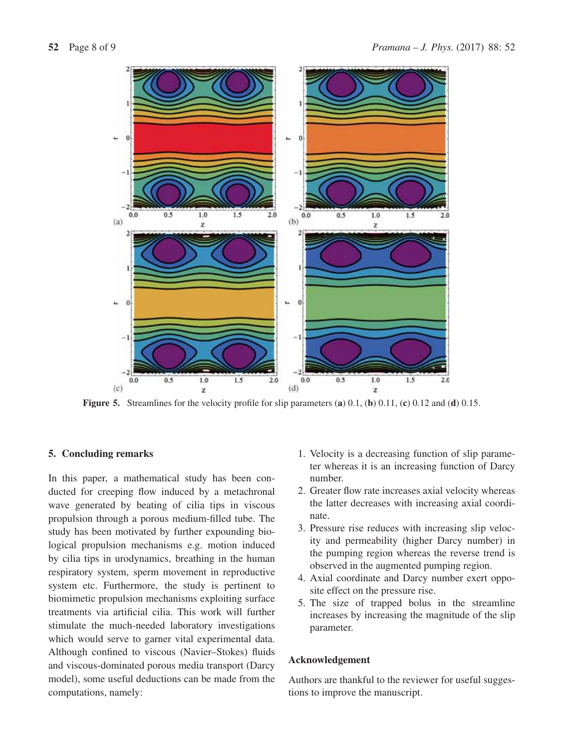**Figure 5.** Streamlines for the velocity profile for slip parameters (**a**) 0.1, (**b**) 0.11, (**c**) 0.12 and (**d**) 0.15.

## 5. Concluding remarks

In this paper, a mathematical study has been conducted for creeping flow induced by a metachronal wave generated by beating of cilia tips in viscous propulsion through a porous medium-filled tube. The study has been motivated by further expounding biological propulsion mechanisms e.g. motion induced by cilia tips in urodynamics, breathing in the human respiratory system, sperm movement in reproductive system etc. Furthermore, the study is pertinent to biomimetic propulsion mechanisms exploiting surface treatments via artificial cilia. This work will further stimulate the much-needed laboratory investigations which would serve to garner vital experimental data. Although confined to viscous (Navier–Stokes) fluids and viscous-dominated porous media transport (Darcy model), some useful deductions can be made from the computations, namely:

1. Velocity is a decreasing function of slip parameter whereas it is an increasing function of Darcy number.
2. Greater flow rate increases axial velocity whereas the latter decreases with increasing axial coordinate.
3. Pressure rise reduces with increasing slip velocity and permeability (higher Darcy number) in the pumping region whereas the reverse trend is observed in the augmented pumping region.
4. Axial coordinate and Darcy number exert opposite effect on the pressure rise.
5. The size of trapped bolus in the streamline increases by increasing the magnitude of the slip parameter.

## Acknowledgement

Authors are thankful to the reviewer for useful suggestions to improve the manuscript.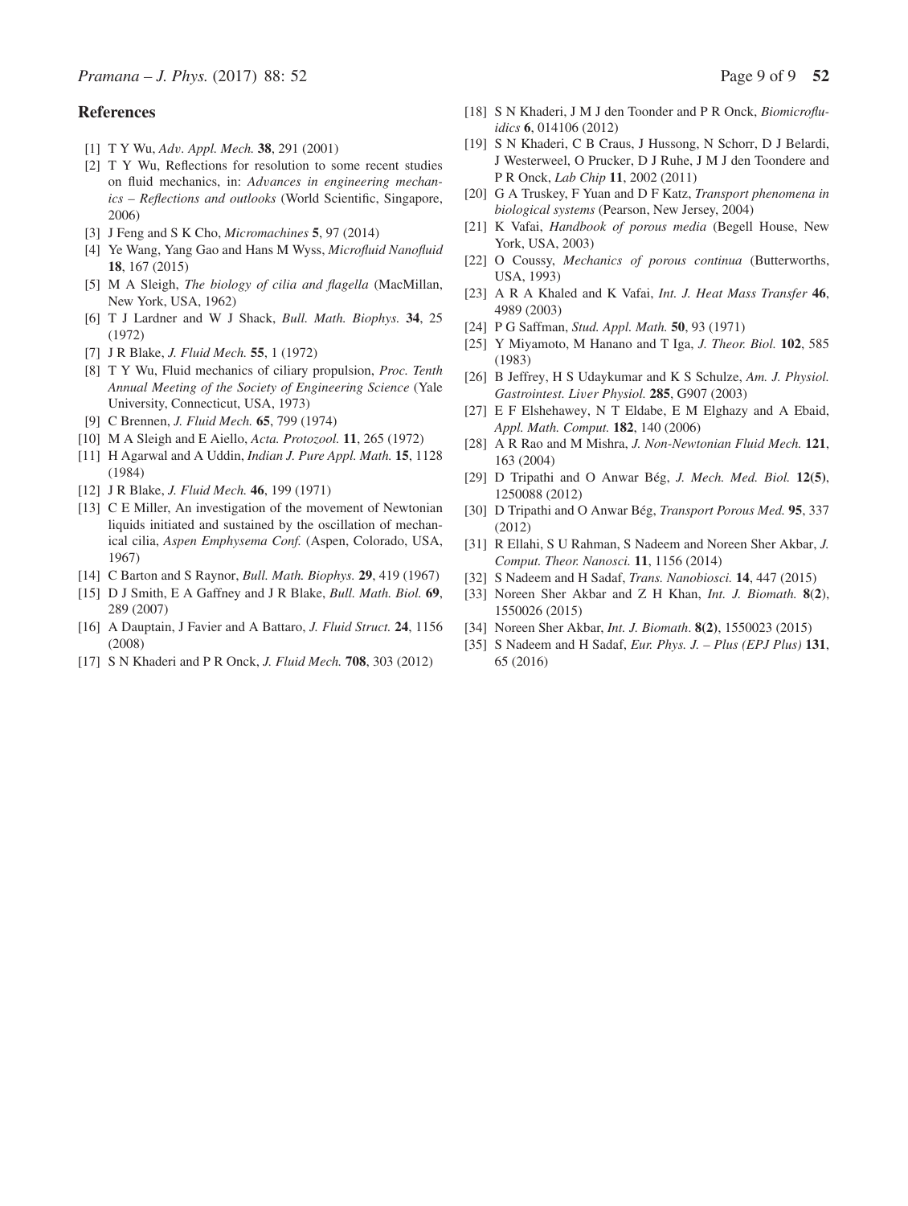## References

[1] T Y Wu, *Adv. Appl. Mech.* **38**, 291 (2001)

[2] T Y Wu, Reflections for resolution to some recent studies on fluid mechanics, in: *Advances in engineering mechanics – Reflections and outlooks* (World Scientific, Singapore, 2006)

[3] J Feng and S K Cho, *Micromachines* **5**, 97 (2014)

[4] Ye Wang, Yang Gao and Hans M Wyss, *Microfluid Nanofluid* **18**, 167 (2015)

[5] M A Sleigh, *The biology of cilia and flagella* (MacMillan, New York, USA, 1962)

[6] T J Lardner and W J Shack, *Bull. Math. Biophys.* **34**, 25 (1972)

[7] J R Blake, *J. Fluid Mech.* **55**, 1 (1972)

[8] T Y Wu, Fluid mechanics of ciliary propulsion, *Proc. Tenth Annual Meeting of the Society of Engineering Science* (Yale University, Connecticut, USA, 1973)

[9] C Brennen, *J. Fluid Mech.* **65**, 799 (1974)

[10] M A Sleigh and E Aiello, *Acta. Protozool.* **11**, 265 (1972)

[11] H Agarwal and A Uddin, *Indian J. Pure Appl. Math.* **15**, 1128 (1984)

[12] J R Blake, *J. Fluid Mech.* **46**, 199 (1971)

[13] C E Miller, An investigation of the movement of Newtonian liquids initiated and sustained by the oscillation of mechanical cilia, *Aspen Emphysema Conf.* (Aspen, Colorado, USA, 1967)

[14] C Barton and S Raynor, *Bull. Math. Biophys.* **29**, 419 (1967)

[15] D J Smith, E A Gaffney and J R Blake, *Bull. Math. Biol.* **69**, 289 (2007)

[16] A Dauptain, J Favier and A Battaro, *J. Fluid Struct.* **24**, 1156 (2008)

[17] S N Khaderi and P R Onck, *J. Fluid Mech.* **708**, 303 (2012)

[18] S N Khaderi, J M J den Toonder and P R Onck, *Biomicrofluidics* **6**, 014106 (2012)

[19] S N Khaderi, C B Craus, J Hussong, N Schorr, D J Belardi, J Westerweel, O Prucker, D J Ruhe, J M J den Toondere and P R Onck, *Lab Chip* **11**, 2002 (2011)

[20] G A Truskey, F Yuan and D F Katz, *Transport phenomena in biological systems* (Pearson, New Jersey, 2004)

[21] K Vafai, *Handbook of porous media* (Begell House, New York, USA, 2003)

[22] O Coussy, *Mechanics of porous continua* (Butterworths, USA, 1993)

[23] A R A Khaled and K Vafai, *Int. J. Heat Mass Transfer* **46**, 4989 (2003)

[24] P G Saffman, *Stud. Appl. Math.* **50**, 93 (1971)

[25] Y Miyamoto, M Hanano and T Iga, *J. Theor. Biol.* **102**, 585 (1983)

[26] B Jeffrey, H S Udaykumar and K S Schulze, *Am. J. Physiol. Gastrointest. Liver Physiol.* **285**, G907 (2003)

[27] E F Elshehawey, N T Eldabe, E M Elghazy and A Ebaid, *Appl. Math. Comput.* **182**, 140 (2006)

[28] A R Rao and M Mishra, *J. Non-Newtonian Fluid Mech.* **121**, 163 (2004)

[29] D Tripathi and O Anwar Bég, *J. Mech. Med. Biol.* **12(5)**, 1250088 (2012)

[30] D Tripathi and O Anwar Bég, *Transport Porous Med.* **95**, 337 (2012)

[31] R Ellahi, S U Rahman, S Nadeem and Noreen Sher Akbar, *J. Comput. Theor. Nanosci.* **11**, 1156 (2014)

[32] S Nadeem and H Sadaf, *Trans. Nanobiosci.* **14**, 447 (2015)

[33] Noreen Sher Akbar and Z H Khan, *Int. J. Biomath.* **8(2)**, 1550026 (2015)

[34] Noreen Sher Akbar, *Int. J. Biomath*. **8(2)**, 1550023 (2015)

[35] S Nadeem and H Sadaf, *Eur. Phys. J. – Plus (EPJ Plus)* **131**, 65 (2016)